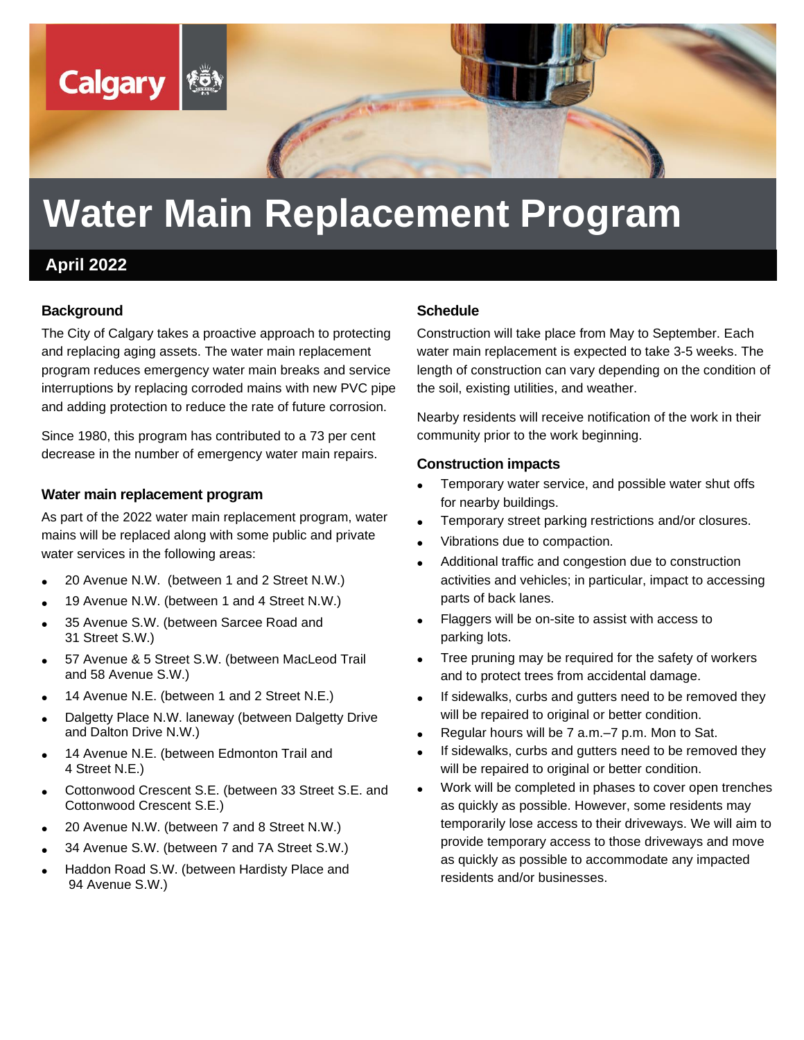Calgary

# Water Main Replacement Program

**April 2022**

## Background

The City of Calgary takes a proactive approach to protecting and replacing aging assets. The water main replacement program reduces emergency water main breaks and service interruptions by replacing corroded mains with new PVC pipe and adding protection to reduce the rate of future corrosion.

Since 1980, this program has contributed to a 73 per cent decrease in the number of emergency water main repairs.

## Water main replacement program

As part of the 2022 water main replacement program, water mains will be replaced along with some public and private water services in the following areas:

- 20 Avenue N.W. (between 1 and 2 Street N.W.)
- 19 Avenue N.W. (between 1 and 4 Street N.W.)
- 35 Avenue S.W. (between Sarcee Road and 31 Street S.W.)
- 57 Avenue & 5 Street S.W. (between MacLeod Trail and 58 Avenue S.W.)
- 14 Avenue N.E. (between 1 and 2 Street N.E.)
- Dalgetty Place N.W. laneway (between Dalgetty Drive and Dalton Drive N.W.)
- 14 Avenue N.E. (between Edmonton Trail and 4 Street N.E.)
- Cottonwood Crescent S.E. (between 33 Street S.E. and Cottonwood Crescent S.E.)
- 20 Avenue N.W. (between 7 and 8 Street N.W.)
- 34 Avenue S.W. (between 7 and 7A Street S.W.)
- Haddon Road S.W. (between Hardisty Place and 94 Avenue S.W.)

## Schedule

Construction will take place from May to September. Each water main replacement is expected to take 3-5 weeks. The length of construction can vary depending on the condition of the soil, existing utilities, and weather.

Nearby residents will receive notification of the work in their community prior to the work beginning.

## Construction impacts

- Temporary water service, and possible water shut offs for nearby buildings.
- Temporary street parking restrictions and/or closures.
- Vibrations due to compaction.
- Additional traffic and congestion due to construction activities and vehicles; in particular, impact to accessing parts of back lanes.
- Flaggers will be on-site to assist with access to parking lots.
- Tree pruning may be required for the safety of workers and to protect trees from accidental damage.
- If sidewalks, curbs and gutters need to be removed they will be repaired to original or better condition.
- Regular hours will be 7 a.m.–7 p.m. Mon to Sat.
- If sidewalks, curbs and gutters need to be removed they will be repaired to original or better condition.
- Work will be completed in phases to cover open trenches as quickly as possible. However, some residents may temporarily lose access to their driveways. We will aim to provide temporary access to those driveways and move as quickly as possible to accommodate any impacted residents and/or businesses.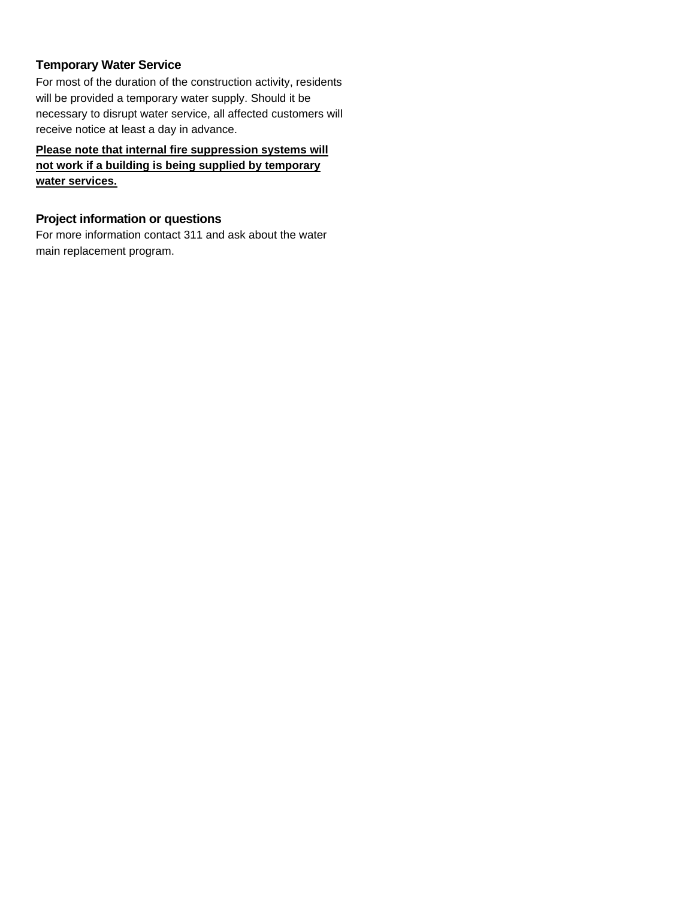### Temporary Water Service

For most of the duration of the construction activity, residents will be provided a temporary water supply. Should it be necessary to disrupt water service, all affected customers will receive notice at least a day in advance.

<u>**Please note that internal fire suppression systems will not work if a building is being supplied by temporary water services.**</u>

### Project information or questions

For more information contact 311 and ask about the water main replacement program.